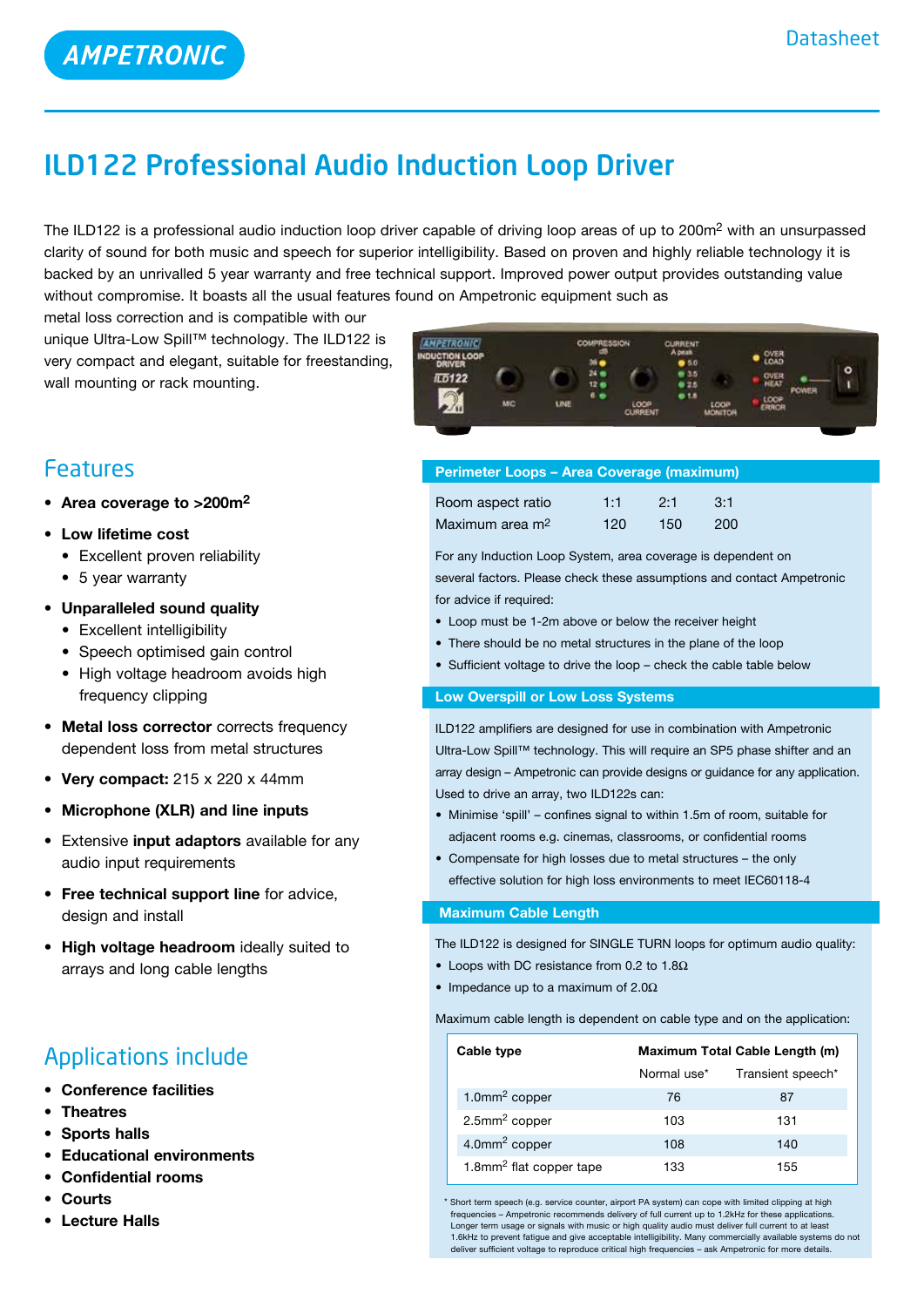AMPETRONIC

Datasheet

# ILD122 Professional Audio Induction Loop Driver

The ILD122 is a professional audio induction loop driver capable of driving loop areas of up to 200m² with an unsurpassed clarity of sound for both music and speech for superior intelligibility. Based on proven and highly reliable technology it is backed by an unrivalled 5 year warranty and free technical support. Improved power output provides outstanding value without compromise. It boasts all the usual features found on Ampetronic equipment such as metal loss correction and is compatible with our unique Ultra-Low Spill™ technology. The ILD122 is very compact and elegant, suitable for freestanding, wall mounting or rack mounting.

## Features

- **Area coverage to >200m²**
- **Low lifetime cost**
  - Excellent proven reliability
  - 5 year warranty
- **Unparalleled sound quality**
  - Excellent intelligibility
  - Speech optimised gain control
  - High voltage headroom avoids high frequency clipping
- **Metal loss corrector** corrects frequency dependent loss from metal structures
- **Very compact:** 215 x 220 x 44mm
- **Microphone (XLR) and line inputs**
- Extensive **input adaptors** available for any audio input requirements
- **Free technical support line** for advice, design and install
- **High voltage headroom** ideally suited to arrays and long cable lengths

## Applications include

- **Conference facilities**
- **Theatres**
- **Sports halls**
- **Educational environments**
- **Confidential rooms**
- **Courts**
- **Lecture Halls**

## Perimeter Loops – Area Coverage (maximum)

| Room aspect ratio | 1:1 | 2:1 | 3:1 |
|---|---|---|---|
| Maximum area m² | 120 | 150 | 200 |

For any Induction Loop System, area coverage is dependent on several factors. Please check these assumptions and contact Ampetronic for advice if required:

- Loop must be 1-2m above or below the receiver height
- There should be no metal structures in the plane of the loop
- Sufficient voltage to drive the loop – check the cable table below

## Low Overspill or Low Loss Systems

ILD122 amplifiers are designed for use in combination with Ampetronic Ultra-Low Spill™ technology. This will require an SP5 phase shifter and an array design – Ampetronic can provide designs or guidance for any application. Used to drive an array, two ILD122s can:

- Minimise 'spill' – confines signal to within 1.5m of room, suitable for adjacent rooms e.g. cinemas, classrooms, or confidential rooms
- Compensate for high losses due to metal structures – the only effective solution for high loss environments to meet IEC60118-4

## Maximum Cable Length

The ILD122 is designed for SINGLE TURN loops for optimum audio quality:

- Loops with DC resistance from 0.2 to 1.8Ω
- Impedance up to a maximum of 2.0Ω

Maximum cable length is dependent on cable type and on the application:

| Cable type | Maximum Total Cable Length (m) | |
|---|---|---|
| | Normal use* | Transient speech* |
| 1.0mm² copper | 76 | 87 |
| 2.5mm² copper | 103 | 131 |
| 4.0mm² copper | 108 | 140 |
| 1.8mm² flat copper tape | 133 | 155 |

\* Short term speech (e.g. service counter, airport PA system) can cope with limited clipping at high frequencies – Ampetronic recommends delivery of full current up to 1.2kHz for these applications. Longer term usage or signals with music or high quality audio must deliver full current to at least 1.6kHz to prevent fatigue and give acceptable intelligibility. Many commercially available systems do not deliver sufficient voltage to reproduce critical high frequencies – ask Ampetronic for more details.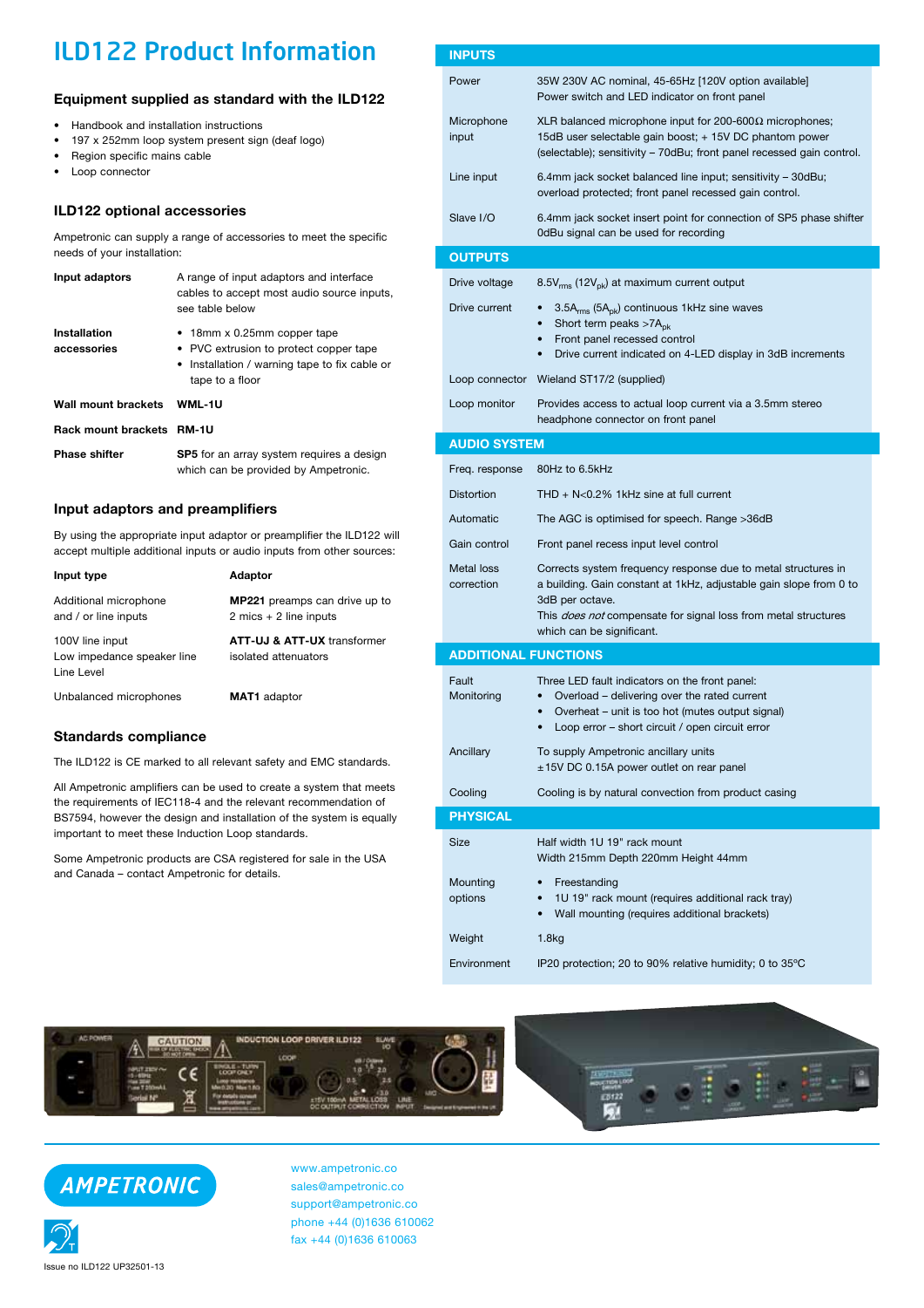# ILD122 Product Information

## Equipment supplied as standard with the ILD122

- Handbook and installation instructions
- 197 x 252mm loop system present sign (deaf logo)
- Region specific mains cable
- Loop connector

## ILD122 optional accessories

Ampetronic can supply a range of accessories to meet the specific needs of your installation:

| | |
|---|---|
| **Input adaptors** | A range of input adaptors and interface cables to accept most audio source inputs, see table below |
| **Installation accessories** | • 18mm x 0.25mm copper tape<br>• PVC extrusion to protect copper tape<br>• Installation / warning tape to fix cable or tape to a floor |
| **Wall mount brackets** | **WML-1U** |
| **Rack mount brackets** | **RM-1U** |
| **Phase shifter** | **SP5** for an array system requires a design which can be provided by Ampetronic. |

## Input adaptors and preamplifiers

By using the appropriate input adaptor or preamplifier the ILD122 will accept multiple additional inputs or audio inputs from other sources:

| Input type | Adaptor |
|---|---|
| Additional microphone and / or line inputs | **MP221** preamps can drive up to 2 mics + 2 line inputs |
| 100V line input<br>Low impedance speaker line<br>Line Level | **ATT-UJ & ATT-UX** transformer isolated attenuators |
| Unbalanced microphones | **MAT1** adaptor |

## Standards compliance

The ILD122 is CE marked to all relevant safety and EMC standards.

All Ampetronic amplifiers can be used to create a system that meets the requirements of IEC118-4 and the relevant recommendation of BS7594, however the design and installation of the system is equally important to meet these Induction Loop standards.

Some Ampetronic products are CSA registered for sale in the USA and Canada – contact Ampetronic for details.

## INPUTS

| | |
|---|---|
| Power | 35W 230V AC nominal, 45-65Hz [120V option available]<br>Power switch and LED indicator on front panel |
| Microphone input | XLR balanced microphone input for 200-600Ω microphones; 15dB user selectable gain boost; + 15V DC phantom power (selectable); sensitivity – 70dBu; front panel recessed gain control. |
| Line input | 6.4mm jack socket balanced line input; sensitivity – 30dBu; overload protected; front panel recessed gain control. |
| Slave I/O | 6.4mm jack socket insert point for connection of SP5 phase shifter 0dBu signal can be used for recording |

## OUTPUTS

| | |
|---|---|
| Drive voltage | $8.5V_{rms}$ ($12V_{pk}$) at maximum current output |
| Drive current | • $3.5A_{rms}$ ($5A_{pk}$) continuous 1kHz sine waves<br>• Short term peaks $>7A_{pk}$<br>• Front panel recessed control<br>• Drive current indicated on 4-LED display in 3dB increments |
| Loop connector | Wieland ST17/2 (supplied) |
| Loop monitor | Provides access to actual loop current via a 3.5mm stereo headphone connector on front panel |

## AUDIO SYSTEM

| | |
|---|---|
| Freq. response | 80Hz to 6.5kHz |
| Distortion | THD + N<0.2% 1kHz sine at full current |
| Automatic | The AGC is optimised for speech. Range >36dB |
| Gain control | Front panel recess input level control |
| Metal loss correction | Corrects system frequency response due to metal structures in a building. Gain constant at 1kHz, adjustable gain slope from 0 to 3dB per octave.<br>This *does not* compensate for signal loss from metal structures which can be significant. |

## ADDITIONAL FUNCTIONS

| | |
|---|---|
| Fault Monitoring | Three LED fault indicators on the front panel:<br>• Overload – delivering over the rated current<br>• Overheat – unit is too hot (mutes output signal)<br>• Loop error – short circuit / open circuit error |
| Ancillary | To supply Ampetronic ancillary units<br>±15V DC 0.15A power outlet on rear panel |
| Cooling | Cooling is by natural convection from product casing |

## PHYSICAL

| | |
|---|---|
| Size | Half width 1U 19" rack mount<br>Width 215mm Depth 220mm Height 44mm |
| Mounting options | • Freestanding<br>• 1U 19" rack mount (requires additional rack tray)<br>• Wall mounting (requires additional brackets) |
| Weight | 1.8kg |
| Environment | IP20 protection; 20 to 90% relative humidity; 0 to 35ºC |

AMPETRONIC

www.ampetronic.co
sales@ampetronic.co
support@ampetronic.co
phone +44 (0)1636 610062
fax +44 (0)1636 610063

Issue no ILD122 UP32501-13